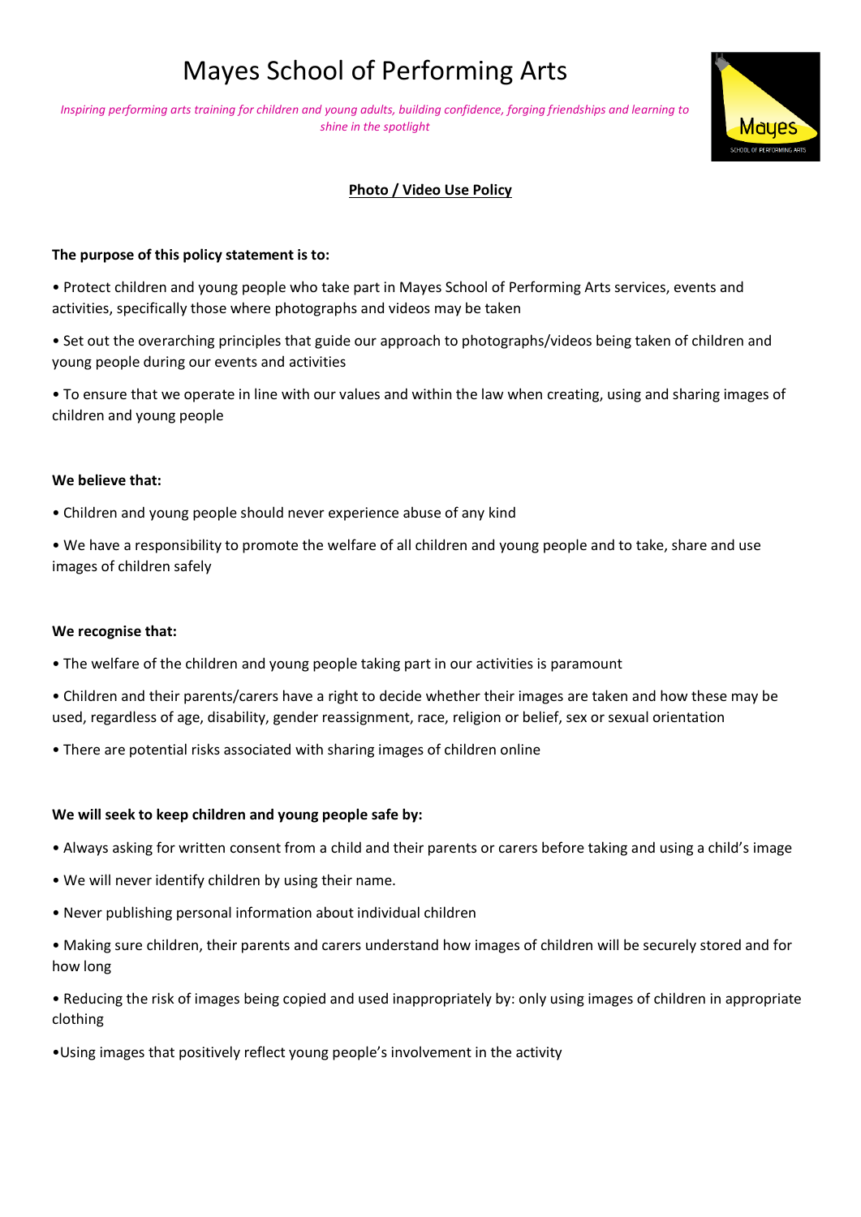# Mayes School of Performing Arts

*Inspiring performing arts training for children and young adults, building confidence, forging friendships and learning to shine in the spotlight*

## Photo / Video Use Policy

**The purpose of this policy statement is to:**

- Protect children and young people who take part in Mayes School of Performing Arts services, events and activities, specifically those where photographs and videos may be taken
- Set out the overarching principles that guide our approach to photographs/videos being taken of children and young people during our events and activities
- To ensure that we operate in line with our values and within the law when creating, using and sharing images of children and young people

**We believe that:**

- Children and young people should never experience abuse of any kind
- We have a responsibility to promote the welfare of all children and young people and to take, share and use images of children safely

**We recognise that:**

- The welfare of the children and young people taking part in our activities is paramount
- Children and their parents/carers have a right to decide whether their images are taken and how these may be used, regardless of age, disability, gender reassignment, race, religion or belief, sex or sexual orientation
- There are potential risks associated with sharing images of children online

**We will seek to keep children and young people safe by:**

- Always asking for written consent from a child and their parents or carers before taking and using a child's image
- We will never identify children by using their name.
- Never publishing personal information about individual children
- Making sure children, their parents and carers understand how images of children will be securely stored and for how long
- Reducing the risk of images being copied and used inappropriately by: only using images of children in appropriate clothing
- Using images that positively reflect young people's involvement in the activity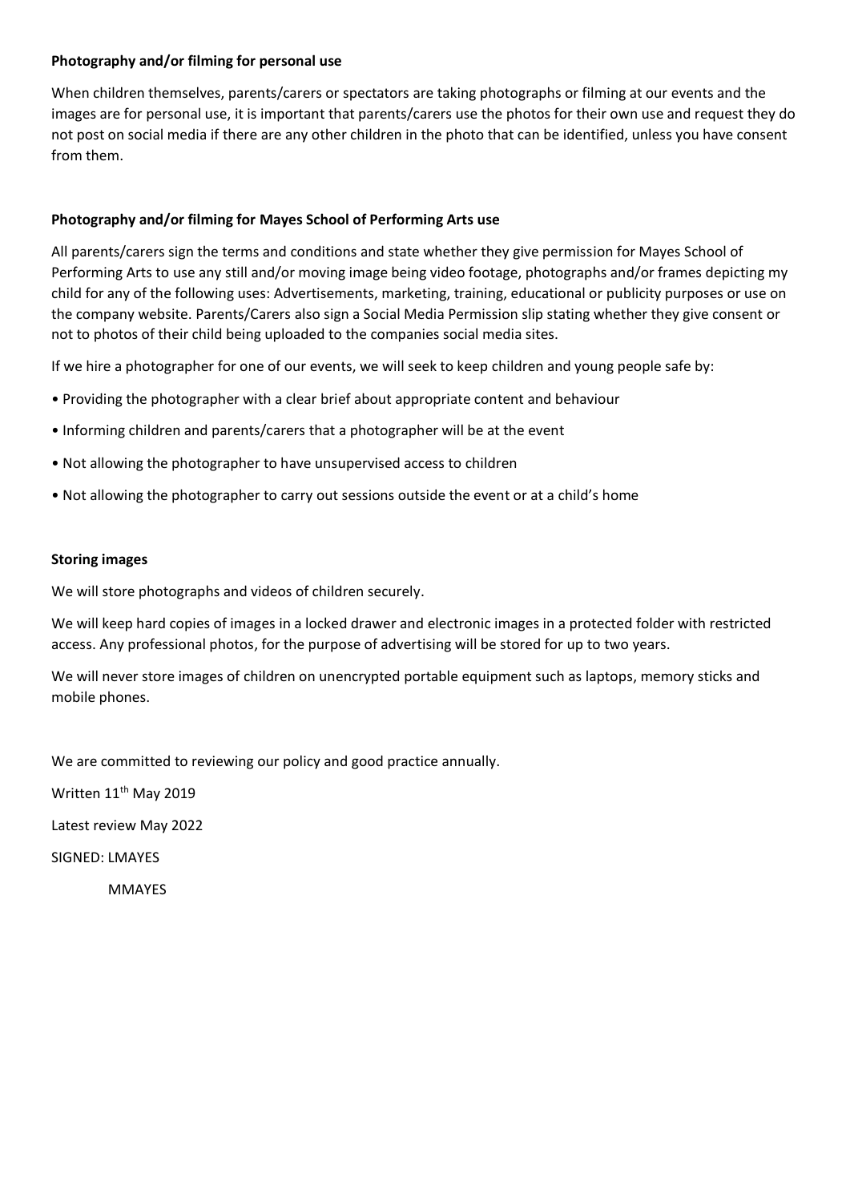**Photography and/or filming for personal use**

When children themselves, parents/carers or spectators are taking photographs or filming at our events and the images are for personal use, it is important that parents/carers use the photos for their own use and request they do not post on social media if there are any other children in the photo that can be identified, unless you have consent from them.

**Photography and/or filming for Mayes School of Performing Arts use**

All parents/carers sign the terms and conditions and state whether they give permission for Mayes School of Performing Arts to use any still and/or moving image being video footage, photographs and/or frames depicting my child for any of the following uses: Advertisements, marketing, training, educational or publicity purposes or use on the company website. Parents/Carers also sign a Social Media Permission slip stating whether they give consent or not to photos of their child being uploaded to the companies social media sites.

If we hire a photographer for one of our events, we will seek to keep children and young people safe by:

- Providing the photographer with a clear brief about appropriate content and behaviour
- Informing children and parents/carers that a photographer will be at the event
- Not allowing the photographer to have unsupervised access to children
- Not allowing the photographer to carry out sessions outside the event or at a child's home

**Storing images**

We will store photographs and videos of children securely.

We will keep hard copies of images in a locked drawer and electronic images in a protected folder with restricted access. Any professional photos, for the purpose of advertising will be stored for up to two years.

We will never store images of children on unencrypted portable equipment such as laptops, memory sticks and mobile phones.

We are committed to reviewing our policy and good practice annually.

Written 11th May 2019

Latest review May 2022

SIGNED: LMAYES

MMAYES